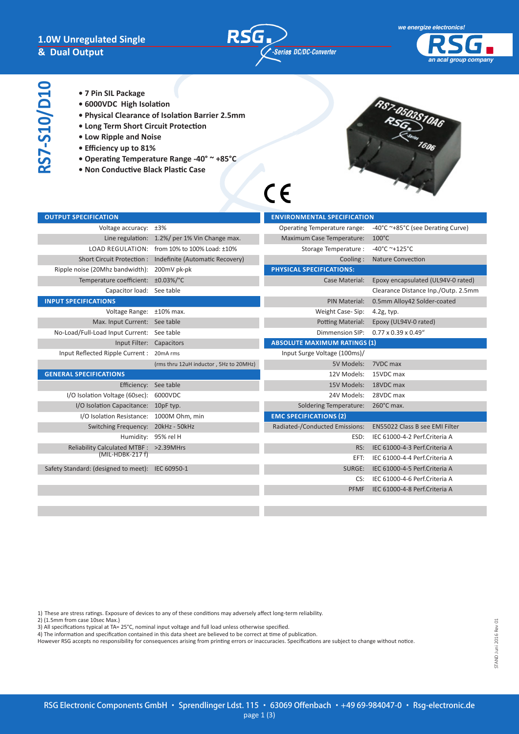# 1.0W Unregulated Single & Dual Output

RSG -Series DC/DC-Converter

we energize electronics! RSG an acal group company

## RS7-S10/D10

- 7 Pin SIL Package
- 6000VDC High Isolation
- Physical Clearance of Isolation Barrier 2.5mm
- Long Term Short Circuit Protection
- Low Ripple and Noise
- Efficiency up to 81%
- Operating Temperature Range -40° ~ +85°C
- Non Conductive Black Plastic Case

CE

| OUTPUT SPECIFICATION | |
|---|---|
| Voltage accuracy: | ±3% |
| Line regulation: | 1.2%/ per 1% Vin Change max. |
| LOAD REGULATION: | from 10% to 100% Load: ±10% |
| Short Circuit Protection : | Indefinite (Automatic Recovery) |
| Ripple noise (20Mhz bandwidth): | 200mV pk-pk |
| Temperature coefficient: | ±0.03%/°C |
| Capacitor load: | See table |
| **INPUT SPECIFICATIONS** | |
| Voltage Range: | ±10% max. |
| Max. Input Current: | See table |
| No-Load/Full-Load Input Current: | See table |
| Input Filter: | Capacitors |
| Input Reflected Ripple Current : | 20mA rms |
| | (rms thru 12uH inductor , 5Hz to 20MHz) |
| **GENERAL SPECIFICATIONS** | |
| Efficiency: | See table |
| I/O Isolation Voltage (60sec): | 6000VDC |
| I/O Isolation Capacitance: | 10pF typ. |
| I/O Isolation Resistance: | 1000M Ohm, min |
| Switching Frequency: | 20kHz - 50kHz |
| Humidity: | 95% rel H |
| Reliability Calculated MTBF : (MIL-HDBK-217 f) | >2.39MHrs |
| Safety Standard: (designed to meet): | IEC 60950-1 |

| ENVIRONMENTAL SPECIFICATION | |
|---|---|
| Operating Temperature range: | -40°C ~+85°C (see Derating Curve) |
| Maximum Case Temperature: | 100°C |
| Storage Temperature : | -40°C ~+125°C |
| Cooling : | Nature Convection |
| **PHYSICAL SPECIFICATIONS:** | |
| Case Material: | Epoxy encapsulated (UL94V-0 rated) |
| | Clearance Distance Inp./Outp. 2.5mm |
| PIN Material: | 0.5mm Alloy42 Solder-coated |
| Weight Case- Sip: | 4.2g, typ. |
| Potting Material: | Epoxy (UL94V-0 rated) |
| Dimmension SIP: | 0.77 x 0.39 x 0.49“ |
| **ABSOLUTE MAXIMUM RATINGS (1)** | |
| Input Surge Voltage (100ms)/ | |
| 5V Models: | 7VDC max |
| 12V Models: | 15VDC max |
| 15V Models: | 18VDC max |
| 24V Models: | 28VDC max |
| Soldering Temperature: | 260°C max. |
| **EMC SPECIFICATIONS (2)** | |
| Radiated-/Conducted Emissions: | EN55022 Class B see EMI Filter |
| ESD: | IEC 61000-4-2 Perf.Criteria A |
| RS: | IEC 61000-4-3 Perf.Criteria A |
| EFT: | IEC 61000-4-4 Perf.Criteria A |
| SURGE: | IEC 61000-4-5 Perf.Criteria A |
| CS: | IEC 61000-4-6 Perf.Criteria A |
| PFMF | IEC 61000-4-8 Perf.Criteria A |

1) These are stress ratings. Exposure of devices to any of these conditions may adversely affect long-term reliability.
2) (1.5mm from case 10sec Max.)
3) All specifications typical at TA= 25°C, nominal input voltage and full load unless otherwise specified.
4) The information and specification contained in this data sheet are believed to be correct at time of publication.
However RSG accepts no responsibility for consequences arising from printing errors or inaccuracies. Specifications are subject to change without notice.

STAND Juni 2016 Rev 01

RSG Electronic Components GmbH • Sprendlinger Ldst. 115 • 63069 Offenbach • +49 69-984047-0 • Rsg-electronic.de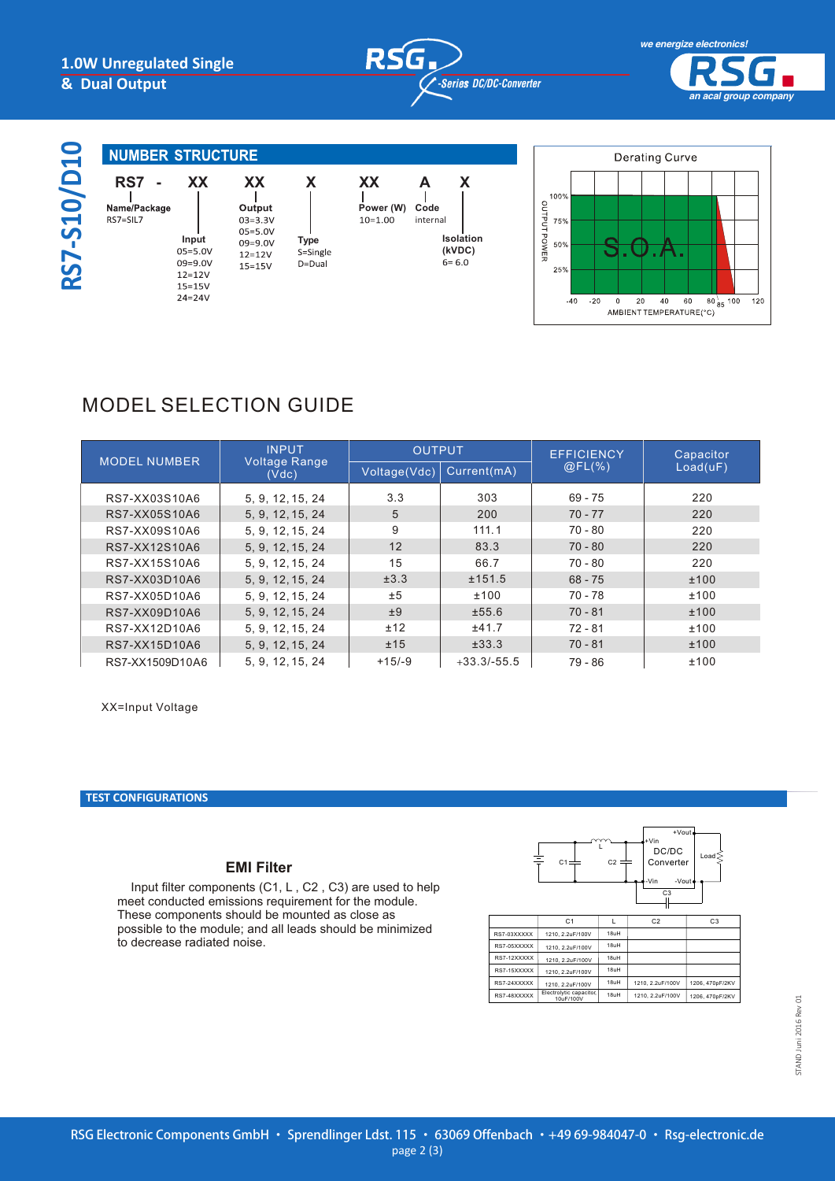# RS7-S10/D10

## NUMBER STRUCTURE

RS7 - XX XX X XX A X

- **Name/Package**: RS7=SIL7
- **Input**: 05=5.0V, 09=9.0V, 12=12V, 15=15V, 24=24V
- **Output**: 03=3.3V, 05=5.0V, 09=9.0V, 12=12V, 15=15V
- **Type**: S=Single, D=Dual
- **Power (W)**: 10=1.00
- **Code**: internal
- **Isolation (kVDC)**: 6= 6.0

Derating Curve

S.O.A.

OUTPUT POWER: 100%, 75%, 50%, 25%

AMBIENT TEMPERATURE(°C): -40, -20, 0, 20, 40, 60, 80, 85, 100, 120

## MODEL SELECTION GUIDE

| MODEL NUMBER | INPUT Voltage Range (Vdc) | OUTPUT | | EFFICIENCY @FL(%) | Capacitor Load(uF) |
|---|---|---|---|---|---|
| | | Voltage(Vdc) | Current(mA) | | |
| RS7-XX03S10A6 | 5, 9, 12, 15, 24 | 3.3 | 303 | 69 - 75 | 220 |
| RS7-XX05S10A6 | 5, 9, 12, 15, 24 | 5 | 200 | 70 - 77 | 220 |
| RS7-XX09S10A6 | 5, 9, 12, 15, 24 | 9 | 111.1 | 70 - 80 | 220 |
| RS7-XX12S10A6 | 5, 9, 12, 15, 24 | 12 | 83.3 | 70 - 80 | 220 |
| RS7-XX15S10A6 | 5, 9, 12, 15, 24 | 15 | 66.7 | 70 - 80 | 220 |
| RS7-XX03D10A6 | 5, 9, 12, 15, 24 | ±3.3 | ±151.5 | 68 - 75 | ±100 |
| RS7-XX05D10A6 | 5, 9, 12, 15, 24 | ±5 | ±100 | 70 - 78 | ±100 |
| RS7-XX09D10A6 | 5, 9, 12, 15, 24 | ±9 | ±55.6 | 70 - 81 | ±100 |
| RS7-XX12D10A6 | 5, 9, 12, 15, 24 | ±12 | ±41.7 | 72 - 81 | ±100 |
| RS7-XX15D10A6 | 5, 9, 12, 15, 24 | ±15 | ±33.3 | 70 - 81 | ±100 |
| RS7-XX1509D10A6 | 5, 9, 12, 15, 24 | +15/-9 | +33.3/-55.5 | 79 - 86 | ±100 |

XX=Input Voltage

## TEST CONFIGURATIONS

### EMI Filter

Input filter components (C1, L , C2 , C3) are used to help meet conducted emissions requirement for the module. These components should be mounted as close as possible to the module; and all leads should be minimized to decrease radiated noise.

| | C1 | L | C2 | C3 |
|---|---|---|---|---|
| RS7-03XXXXX | 1210, 2.2uF/100V | 18uH | | |
| RS7-05XXXXX | 1210, 2.2uF/100V | 18uH | | |
| RS7-12XXXXX | 1210, 2.2uF/100V | 18uH | | |
| RS7-15XXXXX | 1210, 2.2uF/100V | 18uH | | |
| RS7-24XXXXX | 1210, 2.2uF/100V | 18uH | 1210, 2.2uF/100V | 1206, 470pF/2KV |
| RS7-48XXXXX | Electrolytic capacitor, 10uF/100V | 18uH | 1210, 2.2uF/100V | 1206, 470pF/2KV |

STAND Juni 2016 Rev 01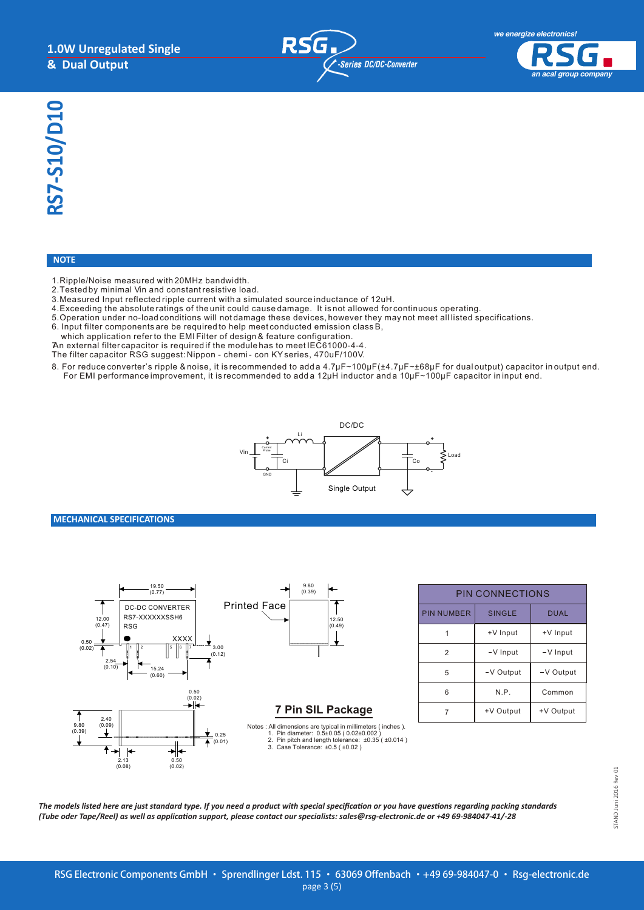# RS7-S10/D10

## NOTE

1.Ripple/Noise measured with 20MHz bandwidth.
2.Tested by minimal Vin and constant resistive load.
3.Measured Input reflected ripple current with a simulated source inductance of 12uH.
4.Exceeding the absolute ratings of the unit could cause damage. It is not allowed for continuous operating.
5.Operation under no-load conditions will not damage these devices, however they may not meet all listed specifications.
6. Input filter components are be required to help meet conducted emission class B, which application refer to the EMI Filter of design & feature configuration.
7.An external filter capacitor is required if the module has to meet IEC61000-4-4. The filter capacitor RSG suggest: Nippon - chemi - con KY series, 470uF/100V.
8. For reduce converter's ripple & noise, it is recommended to add a 4.7μF~100μF(±4.7μF~±68μF for dual output) capacitor in output end. For EMI performance improvement, it is recommended to add a 12μH inductor and a 10μF~100μF capacitor in input end.

DC/DC
Li
Vin
Ci
GND
Co
Load
Single Output

## MECHANICAL SPECIFICATIONS

19.50 (0.77)
DC-DC CONVERTER
RS7-XXXXXXSSH6
RSG
XXXX
12.00 (0.47)
0.50 (0.02)
2.54 (0.10)
15.24 (0.60)
3.00 (0.12)
Printed Face
9.80 (0.39)
12.50 (0.49)
0.50 (0.02)
2.40 (0.09)
9.80 (0.39)
0.25 (0.01)
2.13 (0.08)
0.50 (0.02)

### 7 Pin SIL Package

Notes : All dimensions are typical in millimeters ( inches ).
1. Pin diameter: 0.5±0.05 ( 0.02±0.002 )
2. Pin pitch and length tolerance: ±0.35 ( ±0.014 )
3. Case Tolerance: ±0.5 ( ±0.02 )

| PIN CONNECTIONS | | |
|---|---|---|
| PIN NUMBER | SINGLE | DUAL |
| 1 | +V Input | +V Input |
| 2 | −V Input | −V Input |
| 5 | −V Output | −V Output |
| 6 | N.P. | Common |
| 7 | +V Output | +V Output |

*The models listed here are just standard type. If you need a product with special specification or you have questions regarding packing standards (Tube oder Tape/Reel) as well as application support, please contact our specialists: sales@rsg-electronic.de or +49 69-984047-41/-28*